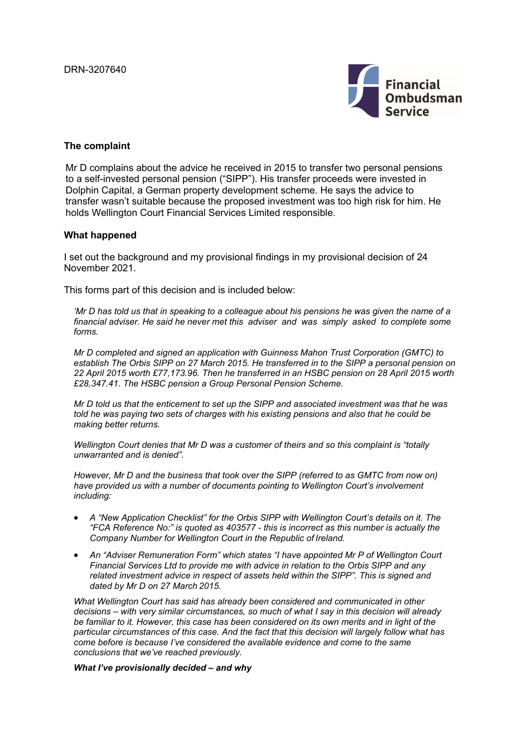DRN-3207640

## The complaint

Mr D complains about the advice he received in 2015 to transfer two personal pensions to a self-invested personal pension ("SIPP"). His transfer proceeds were invested in Dolphin Capital, a German property development scheme. He says the advice to transfer wasn't suitable because the proposed investment was too high risk for him. He holds Wellington Court Financial Services Limited responsible.

## What happened

I set out the background and my provisional findings in my provisional decision of 24 November 2021.

This forms part of this decision and is included below:

*'Mr D has told us that in speaking to a colleague about his pensions he was given the name of a financial adviser. He said he never met this adviser and was simply asked to complete some forms.*

*Mr D completed and signed an application with Guinness Mahon Trust Corporation (GMTC) to establish The Orbis SIPP on 27 March 2015. He transferred in to the SIPP a personal pension on 22 April 2015 worth £77,173.96. Then he transferred in an HSBC pension on 28 April 2015 worth £28,347.41. The HSBC pension a Group Personal Pension Scheme.*

*Mr D told us that the enticement to set up the SIPP and associated investment was that he was told he was paying two sets of charges with his existing pensions and also that he could be making better returns.*

*Wellington Court denies that Mr D was a customer of theirs and so this complaint is "totally unwarranted and is denied".*

*However, Mr D and the business that took over the SIPP (referred to as GMTC from now on) have provided us with a number of documents pointing to Wellington Court's involvement including:*

- *A "New Application Checklist" for the Orbis SIPP with Wellington Court's details on it. The "FCA Reference No:" is quoted as 403577 - this is incorrect as this number is actually the Company Number for Wellington Court in the Republic of Ireland.*
- *An "Adviser Remuneration Form" which states "I have appointed Mr P of Wellington Court Financial Services Ltd to provide me with advice in relation to the Orbis SIPP and any related investment advice in respect of assets held within the SIPP". This is signed and dated by Mr D on 27 March 2015.*

*What Wellington Court has said has already been considered and communicated in other decisions – with very similar circumstances, so much of what I say in this decision will already be familiar to it. However, this case has been considered on its own merits and in light of the particular circumstances of this case. And the fact that this decision will largely follow what has come before is because I've considered the available evidence and come to the same conclusions that we've reached previously.*

***What I've provisionally decided – and why***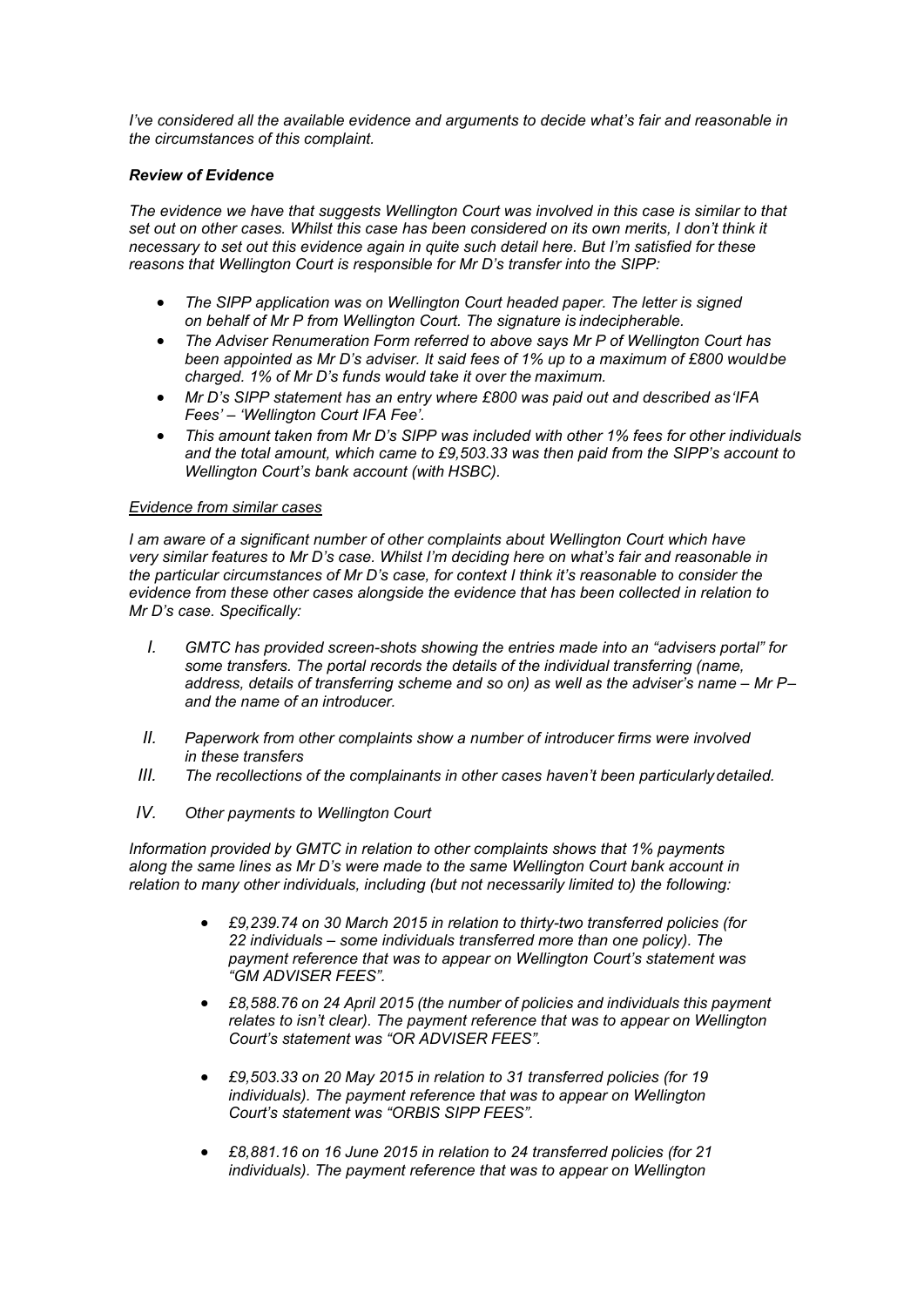*I've considered all the available evidence and arguments to decide what's fair and reasonable in the circumstances of this complaint.*

***Review of Evidence***

*The evidence we have that suggests Wellington Court was involved in this case is similar to that set out on other cases. Whilst this case has been considered on its own merits, I don't think it necessary to set out this evidence again in quite such detail here. But I'm satisfied for these reasons that Wellington Court is responsible for Mr D's transfer into the SIPP:*

- *The SIPP application was on Wellington Court headed paper. The letter is signed on behalf of Mr P from Wellington Court. The signature is indecipherable.*
- *The Adviser Renumeration Form referred to above says Mr P of Wellington Court has been appointed as Mr D's adviser. It said fees of 1% up to a maximum of £800 wouldbe charged. 1% of Mr D's funds would take it over the maximum.*
- *Mr D's SIPP statement has an entry where £800 was paid out and described as'IFA Fees' – 'Wellington Court IFA Fee'.*
- *This amount taken from Mr D's SIPP was included with other 1% fees for other individuals and the total amount, which came to £9,503.33 was then paid from the SIPP's account to Wellington Court's bank account (with HSBC).*

*Evidence from similar cases*

*I am aware of a significant number of other complaints about Wellington Court which have very similar features to Mr D's case. Whilst I'm deciding here on what's fair and reasonable in the particular circumstances of Mr D's case, for context I think it's reasonable to consider the evidence from these other cases alongside the evidence that has been collected in relation to Mr D's case. Specifically:*

I. *GMTC has provided screen-shots showing the entries made into an "advisers portal" for some transfers. The portal records the details of the individual transferring (name, address, details of transferring scheme and so on) as well as the adviser's name – Mr P– and the name of an introducer.*

II. *Paperwork from other complaints show a number of introducer firms were involved in these transfers*

III. *The recollections of the complainants in other cases haven't been particularly detailed.*

IV. *Other payments to Wellington Court*

*Information provided by GMTC in relation to other complaints shows that 1% payments along the same lines as Mr D's were made to the same Wellington Court bank account in relation to many other individuals, including (but not necessarily limited to) the following:*

- *£9,239.74 on 30 March 2015 in relation to thirty-two transferred policies (for 22 individuals – some individuals transferred more than one policy). The payment reference that was to appear on Wellington Court's statement was "GM ADVISER FEES".*
- *£8,588.76 on 24 April 2015 (the number of policies and individuals this payment relates to isn't clear). The payment reference that was to appear on Wellington Court's statement was "OR ADVISER FEES".*
- *£9,503.33 on 20 May 2015 in relation to 31 transferred policies (for 19 individuals). The payment reference that was to appear on Wellington Court's statement was "ORBIS SIPP FEES".*
- *£8,881.16 on 16 June 2015 in relation to 24 transferred policies (for 21 individuals). The payment reference that was to appear on Wellington*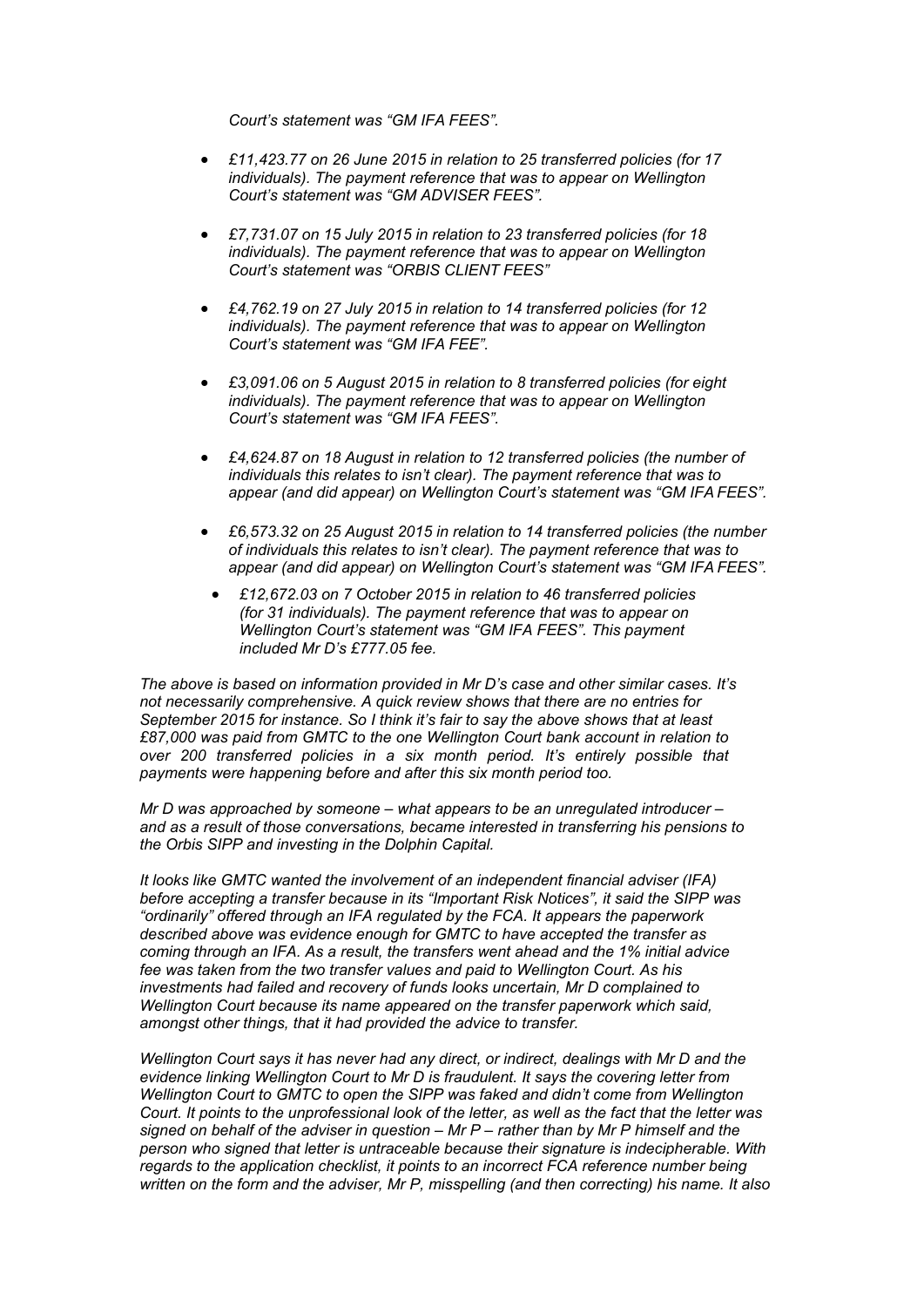*Court's statement was "GM IFA FEES".*

- *£11,423.77 on 26 June 2015 in relation to 25 transferred policies (for 17 individuals). The payment reference that was to appear on Wellington Court's statement was "GM ADVISER FEES".*
- *£7,731.07 on 15 July 2015 in relation to 23 transferred policies (for 18 individuals). The payment reference that was to appear on Wellington Court's statement was "ORBIS CLIENT FEES"*
- *£4,762.19 on 27 July 2015 in relation to 14 transferred policies (for 12 individuals). The payment reference that was to appear on Wellington Court's statement was "GM IFA FEE".*
- *£3,091.06 on 5 August 2015 in relation to 8 transferred policies (for eight individuals). The payment reference that was to appear on Wellington Court's statement was "GM IFA FEES".*
- *£4,624.87 on 18 August in relation to 12 transferred policies (the number of individuals this relates to isn't clear). The payment reference that was to appear (and did appear) on Wellington Court's statement was "GM IFA FEES".*
- *£6,573.32 on 25 August 2015 in relation to 14 transferred policies (the number of individuals this relates to isn't clear). The payment reference that was to appear (and did appear) on Wellington Court's statement was "GM IFA FEES".*
- *£12,672.03 on 7 October 2015 in relation to 46 transferred policies (for 31 individuals). The payment reference that was to appear on Wellington Court's statement was "GM IFA FEES". This payment included Mr D's £777.05 fee.*

*The above is based on information provided in Mr D's case and other similar cases. It's not necessarily comprehensive. A quick review shows that there are no entries for September 2015 for instance. So I think it's fair to say the above shows that at least £87,000 was paid from GMTC to the one Wellington Court bank account in relation to over 200 transferred policies in a six month period. It's entirely possible that payments were happening before and after this six month period too.*

*Mr D was approached by someone – what appears to be an unregulated introducer – and as a result of those conversations, became interested in transferring his pensions to the Orbis SIPP and investing in the Dolphin Capital.*

*It looks like GMTC wanted the involvement of an independent financial adviser (IFA) before accepting a transfer because in its "Important Risk Notices", it said the SIPP was "ordinarily" offered through an IFA regulated by the FCA. It appears the paperwork described above was evidence enough for GMTC to have accepted the transfer as coming through an IFA. As a result, the transfers went ahead and the 1% initial advice fee was taken from the two transfer values and paid to Wellington Court. As his investments had failed and recovery of funds looks uncertain, Mr D complained to Wellington Court because its name appeared on the transfer paperwork which said, amongst other things, that it had provided the advice to transfer.*

*Wellington Court says it has never had any direct, or indirect, dealings with Mr D and the evidence linking Wellington Court to Mr D is fraudulent. It says the covering letter from Wellington Court to GMTC to open the SIPP was faked and didn't come from Wellington Court. It points to the unprofessional look of the letter, as well as the fact that the letter was signed on behalf of the adviser in question – Mr P – rather than by Mr P himself and the person who signed that letter is untraceable because their signature is indecipherable. With regards to the application checklist, it points to an incorrect FCA reference number being written on the form and the adviser, Mr P, misspelling (and then correcting) his name. It also*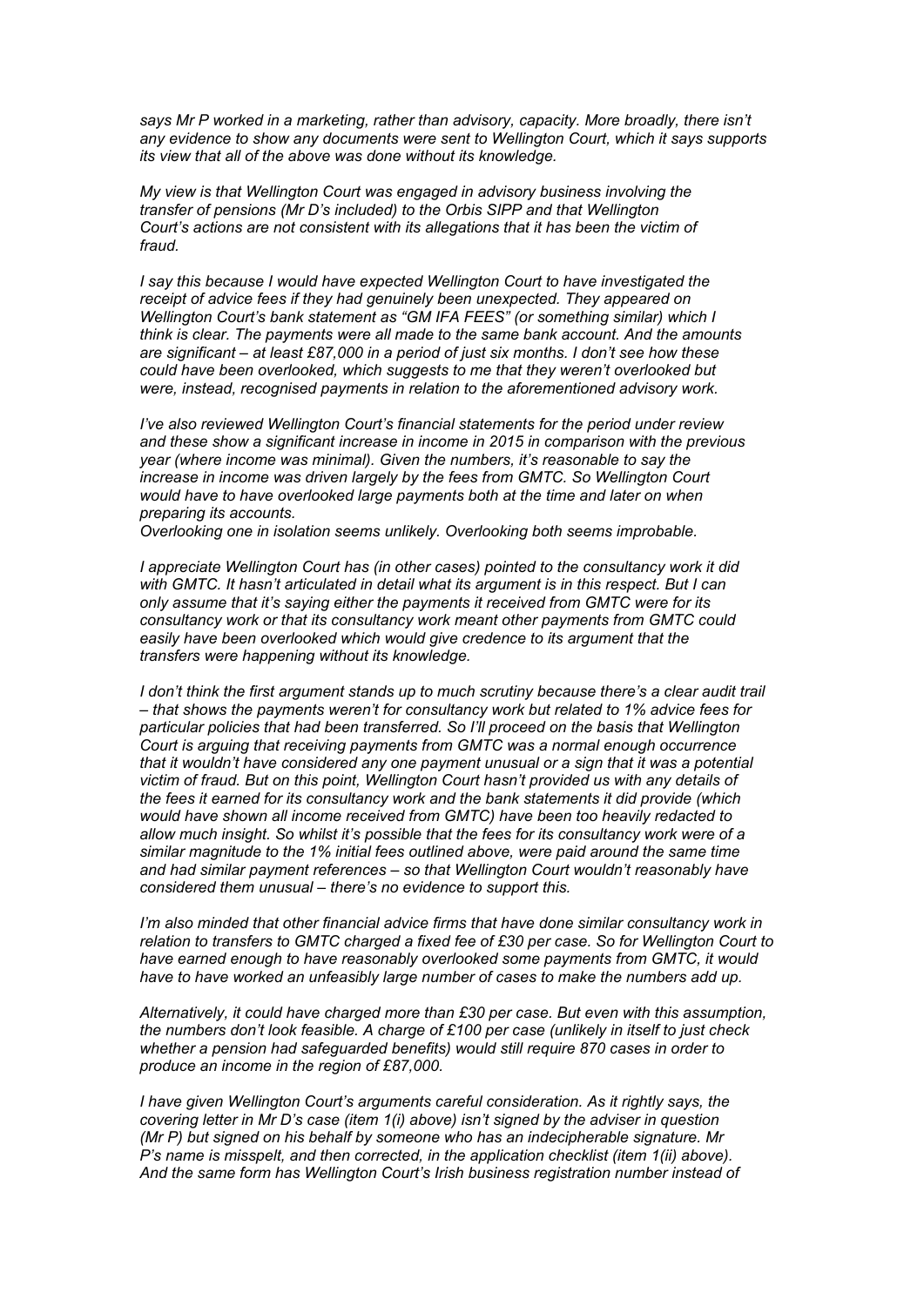*says Mr P worked in a marketing, rather than advisory, capacity. More broadly, there isn't any evidence to show any documents were sent to Wellington Court, which it says supports its view that all of the above was done without its knowledge.*

*My view is that Wellington Court was engaged in advisory business involving the transfer of pensions (Mr D's included) to the Orbis SIPP and that Wellington Court's actions are not consistent with its allegations that it has been the victim of fraud.*

*I say this because I would have expected Wellington Court to have investigated the receipt of advice fees if they had genuinely been unexpected. They appeared on Wellington Court's bank statement as "GM IFA FEES" (or something similar) which I think is clear. The payments were all made to the same bank account. And the amounts are significant – at least £87,000 in a period of just six months. I don't see how these could have been overlooked, which suggests to me that they weren't overlooked but were, instead, recognised payments in relation to the aforementioned advisory work.*

*I've also reviewed Wellington Court's financial statements for the period under review and these show a significant increase in income in 2015 in comparison with the previous year (where income was minimal). Given the numbers, it's reasonable to say the increase in income was driven largely by the fees from GMTC. So Wellington Court would have to have overlooked large payments both at the time and later on when preparing its accounts.*
*Overlooking one in isolation seems unlikely. Overlooking both seems improbable.*

*I appreciate Wellington Court has (in other cases) pointed to the consultancy work it did with GMTC. It hasn't articulated in detail what its argument is in this respect. But I can only assume that it's saying either the payments it received from GMTC were for its consultancy work or that its consultancy work meant other payments from GMTC could easily have been overlooked which would give credence to its argument that the transfers were happening without its knowledge.*

*I don't think the first argument stands up to much scrutiny because there's a clear audit trail – that shows the payments weren't for consultancy work but related to 1% advice fees for particular policies that had been transferred. So I'll proceed on the basis that Wellington Court is arguing that receiving payments from GMTC was a normal enough occurrence that it wouldn't have considered any one payment unusual or a sign that it was a potential victim of fraud. But on this point, Wellington Court hasn't provided us with any details of the fees it earned for its consultancy work and the bank statements it did provide (which would have shown all income received from GMTC) have been too heavily redacted to allow much insight. So whilst it's possible that the fees for its consultancy work were of a similar magnitude to the 1% initial fees outlined above, were paid around the same time and had similar payment references – so that Wellington Court wouldn't reasonably have considered them unusual – there's no evidence to support this.*

*I'm also minded that other financial advice firms that have done similar consultancy work in relation to transfers to GMTC charged a fixed fee of £30 per case. So for Wellington Court to have earned enough to have reasonably overlooked some payments from GMTC, it would have to have worked an unfeasibly large number of cases to make the numbers add up.*

*Alternatively, it could have charged more than £30 per case. But even with this assumption, the numbers don't look feasible. A charge of £100 per case (unlikely in itself to just check whether a pension had safeguarded benefits) would still require 870 cases in order to produce an income in the region of £87,000.*

*I have given Wellington Court's arguments careful consideration. As it rightly says, the covering letter in Mr D's case (item 1(i) above) isn't signed by the adviser in question (Mr P) but signed on his behalf by someone who has an indecipherable signature. Mr P's name is misspelt, and then corrected, in the application checklist (item 1(ii) above). And the same form has Wellington Court's Irish business registration number instead of*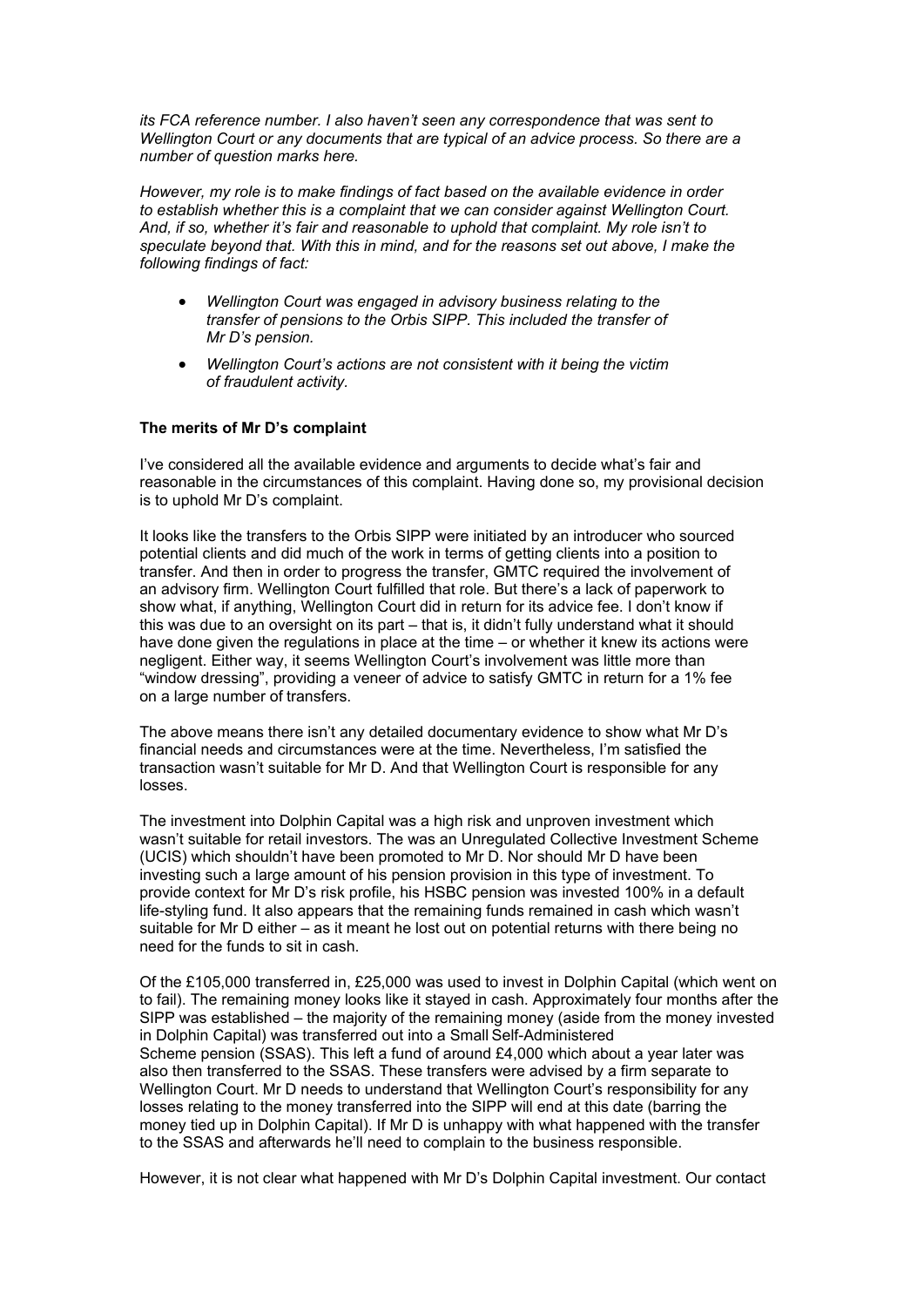*its FCA reference number. I also haven't seen any correspondence that was sent to Wellington Court or any documents that are typical of an advice process. So there are a number of question marks here.*

*However, my role is to make findings of fact based on the available evidence in order to establish whether this is a complaint that we can consider against Wellington Court. And, if so, whether it's fair and reasonable to uphold that complaint. My role isn't to speculate beyond that. With this in mind, and for the reasons set out above, I make the following findings of fact:*

- *Wellington Court was engaged in advisory business relating to the transfer of pensions to the Orbis SIPP. This included the transfer of Mr D's pension.*
- *Wellington Court's actions are not consistent with it being the victim of fraudulent activity.*

**The merits of Mr D's complaint**

I've considered all the available evidence and arguments to decide what's fair and reasonable in the circumstances of this complaint. Having done so, my provisional decision is to uphold Mr D's complaint.

It looks like the transfers to the Orbis SIPP were initiated by an introducer who sourced potential clients and did much of the work in terms of getting clients into a position to transfer. And then in order to progress the transfer, GMTC required the involvement of an advisory firm. Wellington Court fulfilled that role. But there's a lack of paperwork to show what, if anything, Wellington Court did in return for its advice fee. I don't know if this was due to an oversight on its part – that is, it didn't fully understand what it should have done given the regulations in place at the time – or whether it knew its actions were negligent. Either way, it seems Wellington Court's involvement was little more than "window dressing", providing a veneer of advice to satisfy GMTC in return for a 1% fee on a large number of transfers.

The above means there isn't any detailed documentary evidence to show what Mr D's financial needs and circumstances were at the time. Nevertheless, I'm satisfied the transaction wasn't suitable for Mr D. And that Wellington Court is responsible for any losses.

The investment into Dolphin Capital was a high risk and unproven investment which wasn't suitable for retail investors. The was an Unregulated Collective Investment Scheme (UCIS) which shouldn't have been promoted to Mr D. Nor should Mr D have been investing such a large amount of his pension provision in this type of investment. To provide context for Mr D's risk profile, his HSBC pension was invested 100% in a default life-styling fund. It also appears that the remaining funds remained in cash which wasn't suitable for Mr D either – as it meant he lost out on potential returns with there being no need for the funds to sit in cash.

Of the £105,000 transferred in, £25,000 was used to invest in Dolphin Capital (which went on to fail). The remaining money looks like it stayed in cash. Approximately four months after the SIPP was established – the majority of the remaining money (aside from the money invested in Dolphin Capital) was transferred out into a Small Self-Administered Scheme pension (SSAS). This left a fund of around £4,000 which about a year later was also then transferred to the SSAS. These transfers were advised by a firm separate to Wellington Court. Mr D needs to understand that Wellington Court's responsibility for any losses relating to the money transferred into the SIPP will end at this date (barring the money tied up in Dolphin Capital). If Mr D is unhappy with what happened with the transfer to the SSAS and afterwards he'll need to complain to the business responsible.

However, it is not clear what happened with Mr D's Dolphin Capital investment. Our contact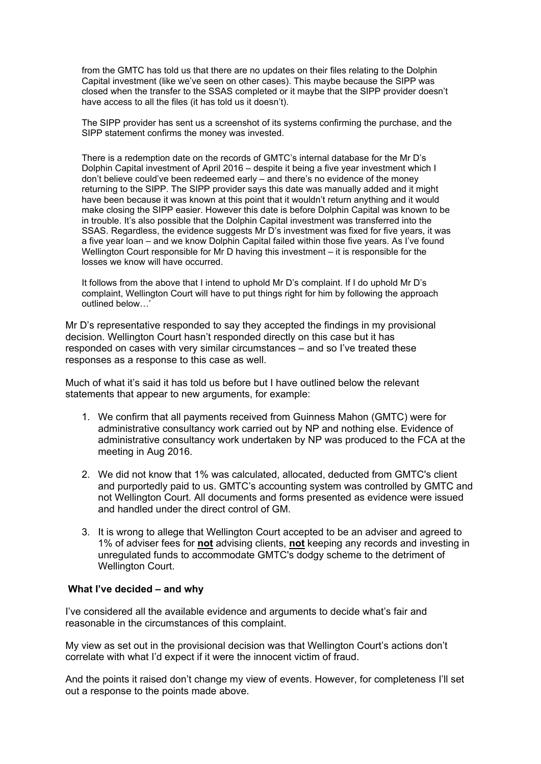from the GMTC has told us that there are no updates on their files relating to the Dolphin Capital investment (like we've seen on other cases). This maybe because the SIPP was closed when the transfer to the SSAS completed or it maybe that the SIPP provider doesn't have access to all the files (it has told us it doesn't).

The SIPP provider has sent us a screenshot of its systems confirming the purchase, and the SIPP statement confirms the money was invested.

There is a redemption date on the records of GMTC's internal database for the Mr D's Dolphin Capital investment of April 2016 – despite it being a five year investment which I don't believe could've been redeemed early – and there's no evidence of the money returning to the SIPP. The SIPP provider says this date was manually added and it might have been because it was known at this point that it wouldn't return anything and it would make closing the SIPP easier. However this date is before Dolphin Capital was known to be in trouble. It's also possible that the Dolphin Capital investment was transferred into the SSAS. Regardless, the evidence suggests Mr D's investment was fixed for five years, it was a five year loan – and we know Dolphin Capital failed within those five years. As I've found Wellington Court responsible for Mr D having this investment – it is responsible for the losses we know will have occurred.

It follows from the above that I intend to uphold Mr D's complaint. If I do uphold Mr D's complaint, Wellington Court will have to put things right for him by following the approach outlined below…'

Mr D's representative responded to say they accepted the findings in my provisional decision. Wellington Court hasn't responded directly on this case but it has responded on cases with very similar circumstances – and so I've treated these responses as a response to this case as well.

Much of what it's said it has told us before but I have outlined below the relevant statements that appear to new arguments, for example:

1. We confirm that all payments received from Guinness Mahon (GMTC) were for administrative consultancy work carried out by NP and nothing else. Evidence of administrative consultancy work undertaken by NP was produced to the FCA at the meeting in Aug 2016.
2. We did not know that 1% was calculated, allocated, deducted from GMTC's client and purportedly paid to us. GMTC's accounting system was controlled by GMTC and not Wellington Court. All documents and forms presented as evidence were issued and handled under the direct control of GM.
3. It is wrong to allege that Wellington Court accepted to be an adviser and agreed to 1% of adviser fees for **not** advising clients, **not** keeping any records and investing in unregulated funds to accommodate GMTC's dodgy scheme to the detriment of Wellington Court.

## What I've decided – and why

I've considered all the available evidence and arguments to decide what's fair and reasonable in the circumstances of this complaint.

My view as set out in the provisional decision was that Wellington Court's actions don't correlate with what I'd expect if it were the innocent victim of fraud.

And the points it raised don't change my view of events. However, for completeness I'll set out a response to the points made above.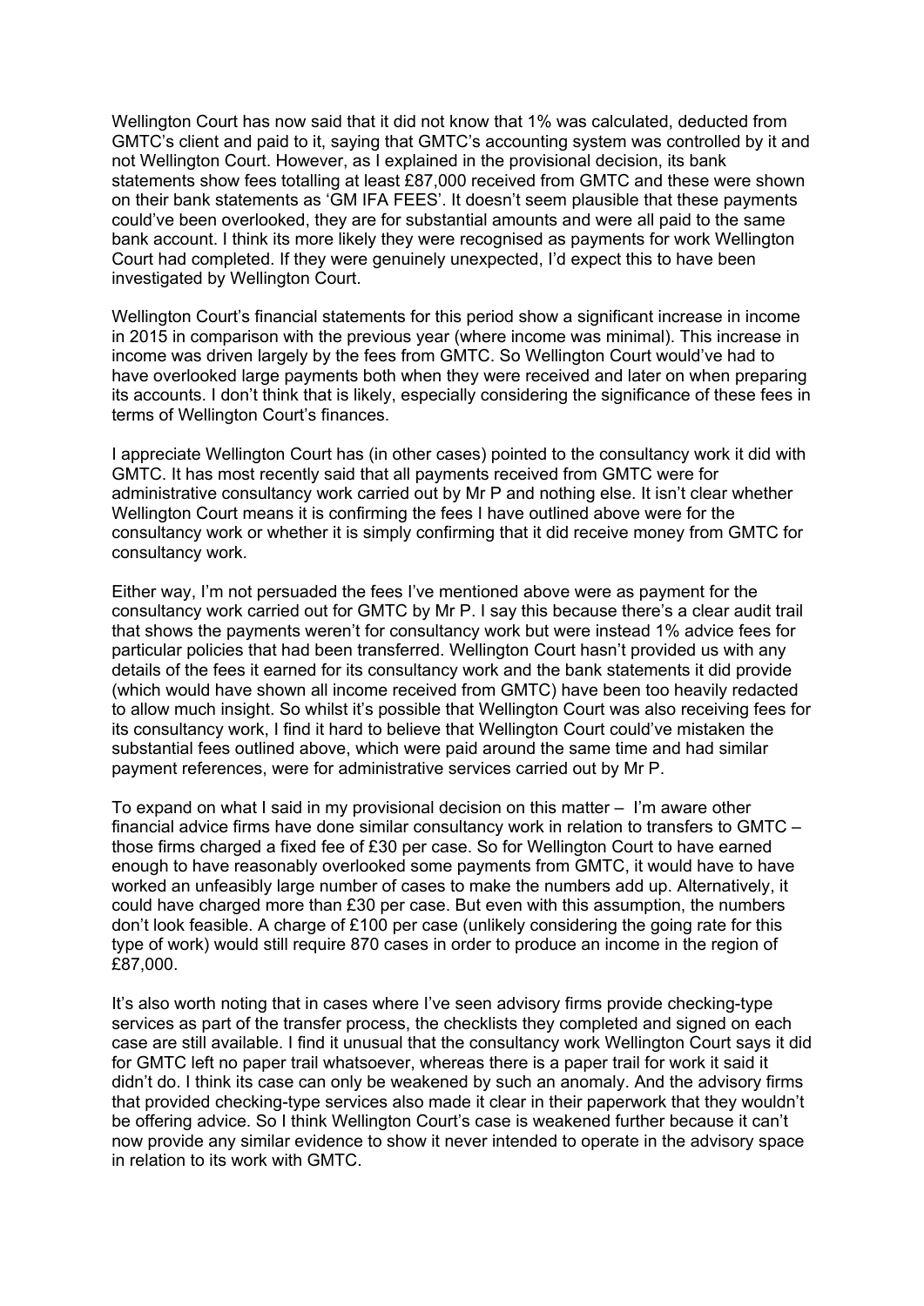Wellington Court has now said that it did not know that 1% was calculated, deducted from GMTC's client and paid to it, saying that GMTC's accounting system was controlled by it and not Wellington Court. However, as I explained in the provisional decision, its bank statements show fees totalling at least £87,000 received from GMTC and these were shown on their bank statements as 'GM IFA FEES'. It doesn't seem plausible that these payments could've been overlooked, they are for substantial amounts and were all paid to the same bank account. I think its more likely they were recognised as payments for work Wellington Court had completed. If they were genuinely unexpected, I'd expect this to have been investigated by Wellington Court.

Wellington Court's financial statements for this period show a significant increase in income in 2015 in comparison with the previous year (where income was minimal). This increase in income was driven largely by the fees from GMTC. So Wellington Court would've had to have overlooked large payments both when they were received and later on when preparing its accounts. I don't think that is likely, especially considering the significance of these fees in terms of Wellington Court's finances.

I appreciate Wellington Court has (in other cases) pointed to the consultancy work it did with GMTC. It has most recently said that all payments received from GMTC were for administrative consultancy work carried out by Mr P and nothing else. It isn't clear whether Wellington Court means it is confirming the fees I have outlined above were for the consultancy work or whether it is simply confirming that it did receive money from GMTC for consultancy work.

Either way, I'm not persuaded the fees I've mentioned above were as payment for the consultancy work carried out for GMTC by Mr P. I say this because there's a clear audit trail that shows the payments weren't for consultancy work but were instead 1% advice fees for particular policies that had been transferred. Wellington Court hasn't provided us with any details of the fees it earned for its consultancy work and the bank statements it did provide (which would have shown all income received from GMTC) have been too heavily redacted to allow much insight. So whilst it's possible that Wellington Court was also receiving fees for its consultancy work, I find it hard to believe that Wellington Court could've mistaken the substantial fees outlined above, which were paid around the same time and had similar payment references, were for administrative services carried out by Mr P.

To expand on what I said in my provisional decision on this matter – I'm aware other financial advice firms have done similar consultancy work in relation to transfers to GMTC – those firms charged a fixed fee of £30 per case. So for Wellington Court to have earned enough to have reasonably overlooked some payments from GMTC, it would have to have worked an unfeasibly large number of cases to make the numbers add up. Alternatively, it could have charged more than £30 per case. But even with this assumption, the numbers don't look feasible. A charge of £100 per case (unlikely considering the going rate for this type of work) would still require 870 cases in order to produce an income in the region of £87,000.

It's also worth noting that in cases where I've seen advisory firms provide checking-type services as part of the transfer process, the checklists they completed and signed on each case are still available. I find it unusual that the consultancy work Wellington Court says it did for GMTC left no paper trail whatsoever, whereas there is a paper trail for work it said it didn't do. I think its case can only be weakened by such an anomaly. And the advisory firms that provided checking-type services also made it clear in their paperwork that they wouldn't be offering advice. So I think Wellington Court's case is weakened further because it can't now provide any similar evidence to show it never intended to operate in the advisory space in relation to its work with GMTC.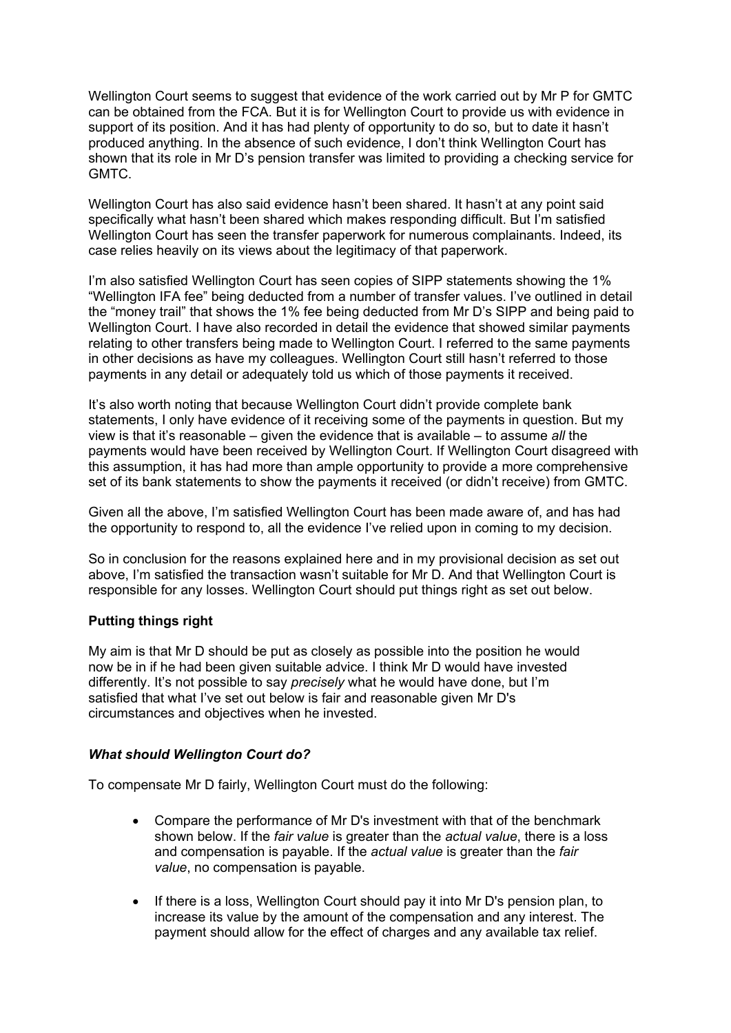Wellington Court seems to suggest that evidence of the work carried out by Mr P for GMTC can be obtained from the FCA. But it is for Wellington Court to provide us with evidence in support of its position. And it has had plenty of opportunity to do so, but to date it hasn't produced anything. In the absence of such evidence, I don't think Wellington Court has shown that its role in Mr D's pension transfer was limited to providing a checking service for GMTC.

Wellington Court has also said evidence hasn't been shared. It hasn't at any point said specifically what hasn't been shared which makes responding difficult. But I'm satisfied Wellington Court has seen the transfer paperwork for numerous complainants. Indeed, its case relies heavily on its views about the legitimacy of that paperwork.

I'm also satisfied Wellington Court has seen copies of SIPP statements showing the 1% "Wellington IFA fee" being deducted from a number of transfer values. I've outlined in detail the "money trail" that shows the 1% fee being deducted from Mr D's SIPP and being paid to Wellington Court. I have also recorded in detail the evidence that showed similar payments relating to other transfers being made to Wellington Court. I referred to the same payments in other decisions as have my colleagues. Wellington Court still hasn't referred to those payments in any detail or adequately told us which of those payments it received.

It's also worth noting that because Wellington Court didn't provide complete bank statements, I only have evidence of it receiving some of the payments in question. But my view is that it's reasonable – given the evidence that is available – to assume *all* the payments would have been received by Wellington Court. If Wellington Court disagreed with this assumption, it has had more than ample opportunity to provide a more comprehensive set of its bank statements to show the payments it received (or didn't receive) from GMTC.

Given all the above, I'm satisfied Wellington Court has been made aware of, and has had the opportunity to respond to, all the evidence I've relied upon in coming to my decision.

So in conclusion for the reasons explained here and in my provisional decision as set out above, I'm satisfied the transaction wasn't suitable for Mr D. And that Wellington Court is responsible for any losses. Wellington Court should put things right as set out below.

## Putting things right

My aim is that Mr D should be put as closely as possible into the position he would now be in if he had been given suitable advice. I think Mr D would have invested differently. It's not possible to say *precisely* what he would have done, but I'm satisfied that what I've set out below is fair and reasonable given Mr D's circumstances and objectives when he invested.

### *What should Wellington Court do?*

To compensate Mr D fairly, Wellington Court must do the following:

- Compare the performance of Mr D's investment with that of the benchmark shown below. If the *fair value* is greater than the *actual value*, there is a loss and compensation is payable. If the *actual value* is greater than the *fair value*, no compensation is payable.

- If there is a loss, Wellington Court should pay it into Mr D's pension plan, to increase its value by the amount of the compensation and any interest. The payment should allow for the effect of charges and any available tax relief.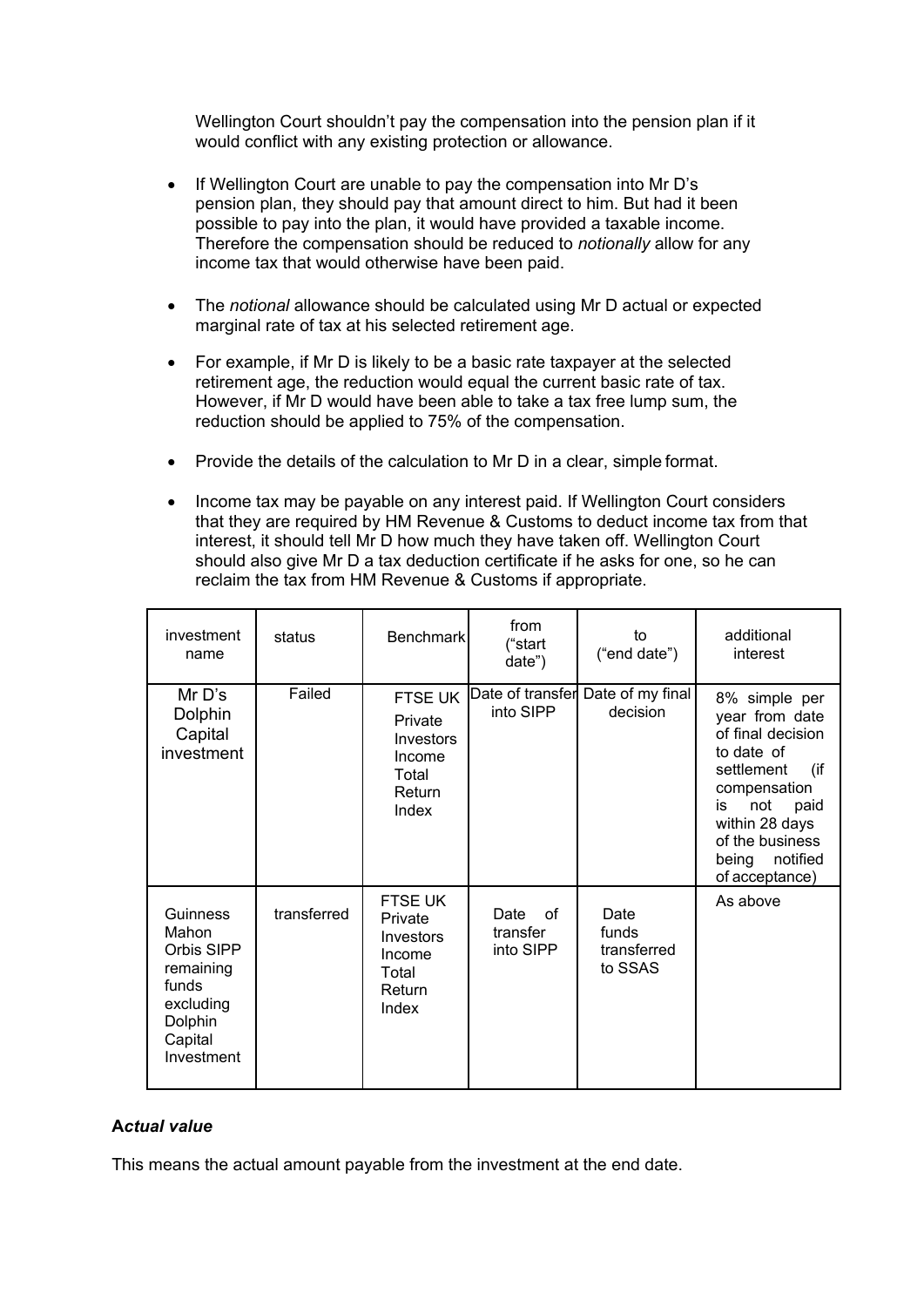Wellington Court shouldn't pay the compensation into the pension plan if it would conflict with any existing protection or allowance.

- If Wellington Court are unable to pay the compensation into Mr D's pension plan, they should pay that amount direct to him. But had it been possible to pay into the plan, it would have provided a taxable income. Therefore the compensation should be reduced to *notionally* allow for any income tax that would otherwise have been paid.

- The *notional* allowance should be calculated using Mr D actual or expected marginal rate of tax at his selected retirement age.

- For example, if Mr D is likely to be a basic rate taxpayer at the selected retirement age, the reduction would equal the current basic rate of tax. However, if Mr D would have been able to take a tax free lump sum, the reduction should be applied to 75% of the compensation.

- Provide the details of the calculation to Mr D in a clear, simple format.

- Income tax may be payable on any interest paid. If Wellington Court considers that they are required by HM Revenue & Customs to deduct income tax from that interest, it should tell Mr D how much they have taken off. Wellington Court should also give Mr D a tax deduction certificate if he asks for one, so he can reclaim the tax from HM Revenue & Customs if appropriate.

| investment name | status | Benchmark | from ("start date") | to ("end date") | additional interest |
|---|---|---|---|---|---|
| Mr D's Dolphin Capital investment | Failed | FTSE UK Private Investors Income Total Return Index | Date of transfer into SIPP | Date of my final decision | 8% simple per year from date of final decision to date of settlement (if compensation is not paid within 28 days of the business being notified of acceptance) |
| Guinness Mahon Orbis SIPP remaining funds excluding Dolphin Capital Investment | transferred | FTSE UK Private Investors Income Total Return Index | Date of transfer into SIPP | Date funds transferred to SSAS | As above |

### Actual value

This means the actual amount payable from the investment at the end date.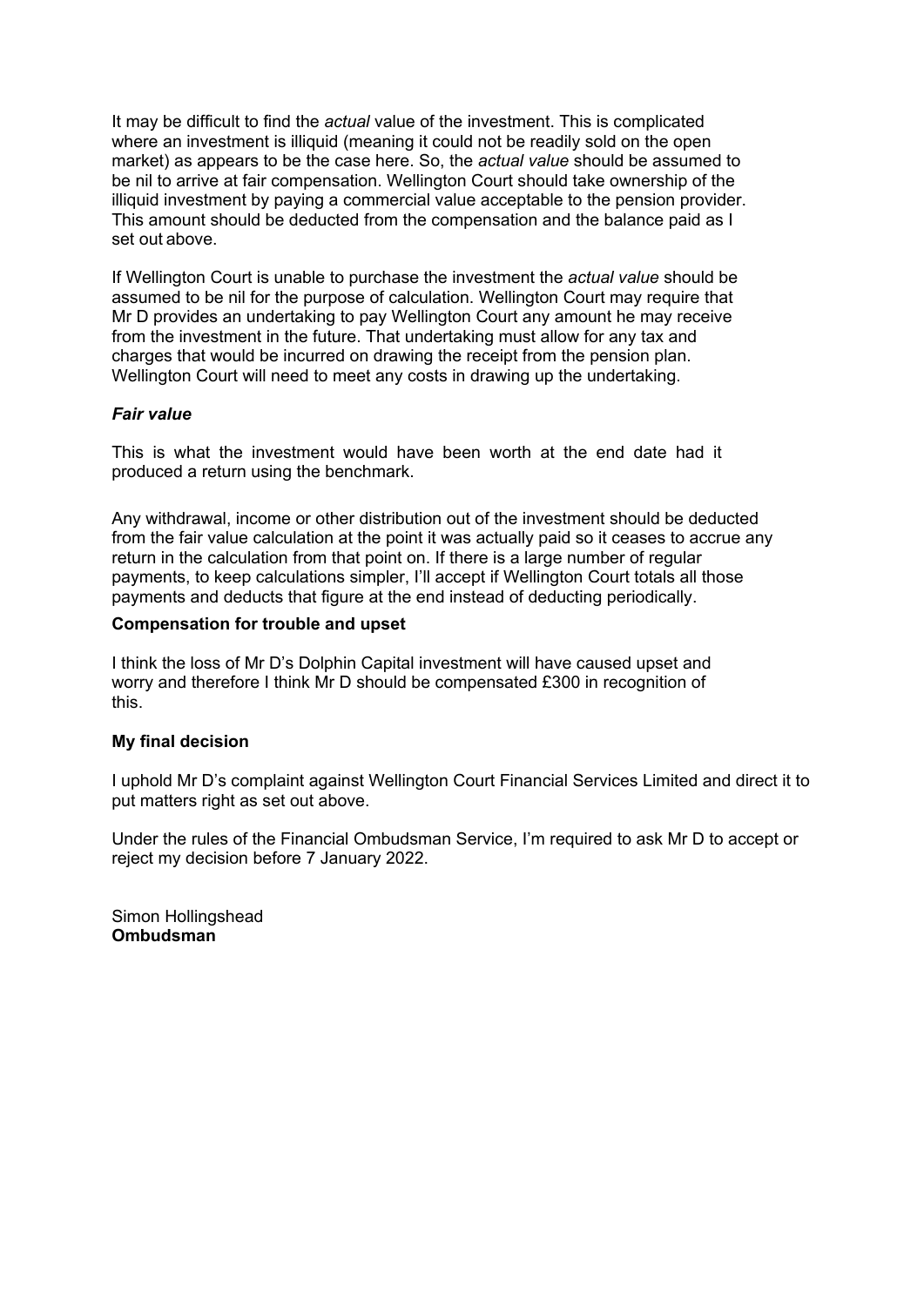It may be difficult to find the *actual* value of the investment. This is complicated where an investment is illiquid (meaning it could not be readily sold on the open market) as appears to be the case here. So, the *actual value* should be assumed to be nil to arrive at fair compensation. Wellington Court should take ownership of the illiquid investment by paying a commercial value acceptable to the pension provider. This amount should be deducted from the compensation and the balance paid as I set out above.

If Wellington Court is unable to purchase the investment the *actual value* should be assumed to be nil for the purpose of calculation. Wellington Court may require that Mr D provides an undertaking to pay Wellington Court any amount he may receive from the investment in the future. That undertaking must allow for any tax and charges that would be incurred on drawing the receipt from the pension plan. Wellington Court will need to meet any costs in drawing up the undertaking.

***Fair value***

This is what the investment would have been worth at the end date had it produced a return using the benchmark.

Any withdrawal, income or other distribution out of the investment should be deducted from the fair value calculation at the point it was actually paid so it ceases to accrue any return in the calculation from that point on. If there is a large number of regular payments, to keep calculations simpler, I'll accept if Wellington Court totals all those payments and deducts that figure at the end instead of deducting periodically.

**Compensation for trouble and upset**

I think the loss of Mr D's Dolphin Capital investment will have caused upset and worry and therefore I think Mr D should be compensated £300 in recognition of this.

**My final decision**

I uphold Mr D's complaint against Wellington Court Financial Services Limited and direct it to put matters right as set out above.

Under the rules of the Financial Ombudsman Service, I'm required to ask Mr D to accept or reject my decision before 7 January 2022.

Simon Hollingshead
**Ombudsman**